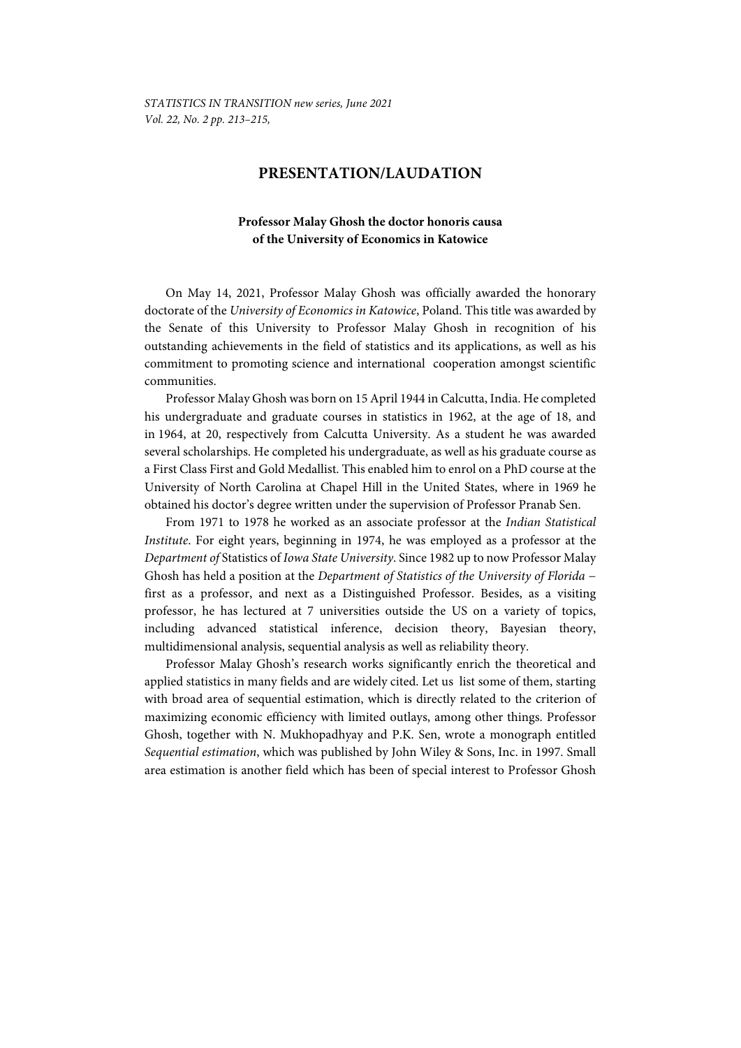# PRESENTATION/LAUDATION

### Professor Malay Ghosh the doctor honoris causa of the University of Economics in Katowice

On May 14, 2021, Professor Malay Ghosh was officially awarded the honorary doctorate of the *University of Economics in Katowice*, Poland. This title was awarded by the Senate of this University to Professor Malay Ghosh in recognition of his outstanding achievements in the field of statistics and its applications, as well as his commitment to promoting science and international cooperation amongst scientific communities.

Professor Malay Ghosh was born on 15 April 1944 in Calcutta, India. He completed his undergraduate and graduate courses in statistics in 1962, at the age of 18, and in 1964, at 20, respectively from Calcutta University. As a student he was awarded several scholarships. He completed his undergraduate, as well as his graduate course as a First Class First and Gold Medallist. This enabled him to enrol on a PhD course at the University of North Carolina at Chapel Hill in the United States, where in 1969 he obtained his doctor's degree written under the supervision of Professor Pranab Sen.

From 1971 to 1978 he worked as an associate professor at the *Indian Statistical Institute*. For eight years, beginning in 1974, he was employed as a professor at the *Department of* Statistics of *Iowa State University*. Since 1982 up to now Professor Malay Ghosh has held a position at the *Department of Statistics of the University of Florida* – first as a professor, and next as a Distinguished Professor. Besides, as a visiting professor, he has lectured at 7 universities outside the US on a variety of topics, including advanced statistical inference, decision theory, Bayesian theory, multidimensional analysis, sequential analysis as well as reliability theory.

Professor Malay Ghosh's research works significantly enrich the theoretical and applied statistics in many fields and are widely cited. Let us list some of them, starting with broad area of sequential estimation, which is directly related to the criterion of maximizing economic efficiency with limited outlays, among other things. Professor Ghosh, together with N. Mukhopadhyay and P.K. Sen, wrote a monograph entitled *Sequential estimation*, which was published by John Wiley & Sons, Inc. in 1997. Small area estimation is another field which has been of special interest to Professor Ghosh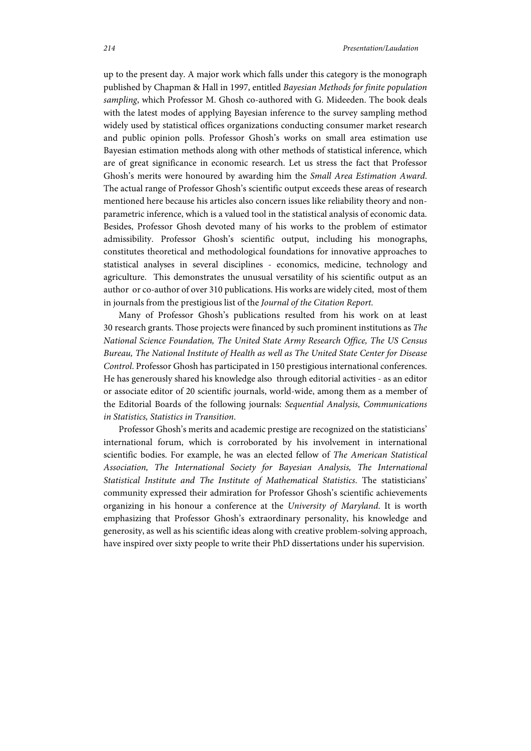up to the present day. A major work which falls under this category is the monograph published by Chapman & Hall in 1997, entitled *Bayesian Methods for finite population sampling*, which Professor M. Ghosh co-authored with G. Mideeden. The book deals with the latest modes of applying Bayesian inference to the survey sampling method widely used by statistical offices organizations conducting consumer market research and public opinion polls. Professor Ghosh's works on small area estimation use Bayesian estimation methods along with other methods of statistical inference, which are of great significance in economic research. Let us stress the fact that Professor Ghosh's merits were honoured by awarding him the *Small Area Estimation Award*. The actual range of Professor Ghosh's scientific output exceeds these areas of research mentioned here because his articles also concern issues like reliability theory and non-parametric inference, which is a valued tool in the statistical analysis of economic data. Besides, Professor Ghosh devoted many of his works to the problem of estimator admissibility. Professor Ghosh's scientific output, including his monographs, constitutes theoretical and methodological foundations for innovative approaches to statistical analyses in several disciplines - economics, medicine, technology and agriculture. This demonstrates the unusual versatility of his scientific output as an author or co-author of over 310 publications. His works are widely cited, most of them in journals from the prestigious list of the *Journal of the Citation Report*.

Many of Professor Ghosh's publications resulted from his work on at least 30 research grants. Those projects were financed by such prominent institutions as *The National Science Foundation, The United State Army Research Office, The US Census Bureau, The National Institute of Health as well as The United State Center for Disease Control*. Professor Ghosh has participated in 150 prestigious international conferences. He has generously shared his knowledge also through editorial activities - as an editor or associate editor of 20 scientific journals, world-wide, among them as a member of the Editorial Boards of the following journals: *Sequential Analysis, Communications in Statistics, Statistics in Transition*.

Professor Ghosh's merits and academic prestige are recognized on the statisticians' international forum, which is corroborated by his involvement in international scientific bodies. For example, he was an elected fellow of *The American Statistical Association, The International Society for Bayesian Analysis, The International Statistical Institute and The Institute of Mathematical Statistics*. The statisticians' community expressed their admiration for Professor Ghosh's scientific achievements organizing in his honour a conference at the *University of Maryland*. It is worth emphasizing that Professor Ghosh's extraordinary personality, his knowledge and generosity, as well as his scientific ideas along with creative problem-solving approach, have inspired over sixty people to write their PhD dissertations under his supervision.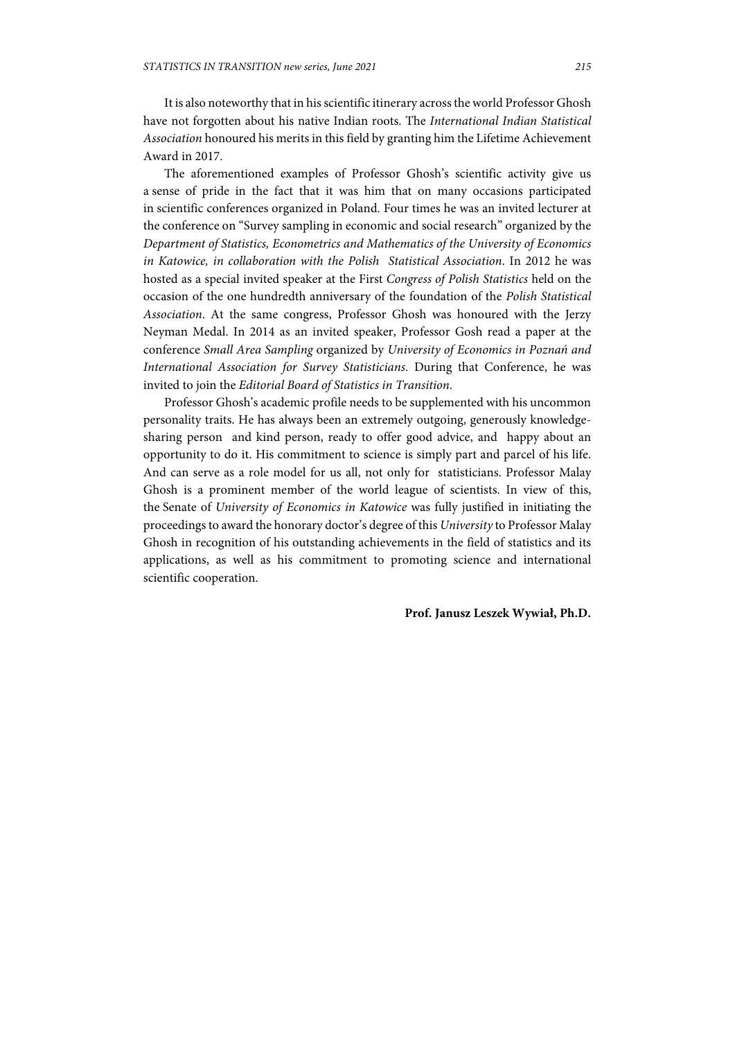It is also noteworthy that in his scientific itinerary across the world Professor Ghosh have not forgotten about his native Indian roots. The *International Indian Statistical Association* honoured his merits in this field by granting him the Lifetime Achievement Award in 2017.

The aforementioned examples of Professor Ghosh's scientific activity give us a sense of pride in the fact that it was him that on many occasions participated in scientific conferences organized in Poland. Four times he was an invited lecturer at the conference on "Survey sampling in economic and social research" organized by the *Department of Statistics, Econometrics and Mathematics of the University of Economics in Katowice, in collaboration with the Polish Statistical Association*. In 2012 he was hosted as a special invited speaker at the First *Congress of Polish Statistics* held on the occasion of the one hundredth anniversary of the foundation of the *Polish Statistical Association*. At the same congress, Professor Ghosh was honoured with the Jerzy Neyman Medal. In 2014 as an invited speaker, Professor Gosh read a paper at the conference *Small Area Sampling* organized by *University of Economics in Poznań and International Association for Survey Statisticians*. During that Conference, he was invited to join the *Editorial Board of Statistics in Transition*.

Professor Ghosh's academic profile needs to be supplemented with his uncommon personality traits. He has always been an extremely outgoing, generously knowledge-sharing person and kind person, ready to offer good advice, and happy about an opportunity to do it. His commitment to science is simply part and parcel of his life. And can serve as a role model for us all, not only for statisticians. Professor Malay Ghosh is a prominent member of the world league of scientists. In view of this, the Senate of *University of Economics in Katowice* was fully justified in initiating the proceedings to award the honorary doctor's degree of this *University* to Professor Malay Ghosh in recognition of his outstanding achievements in the field of statistics and its applications, as well as his commitment to promoting science and international scientific cooperation.

**Prof. Janusz Leszek Wywiał, Ph.D.**